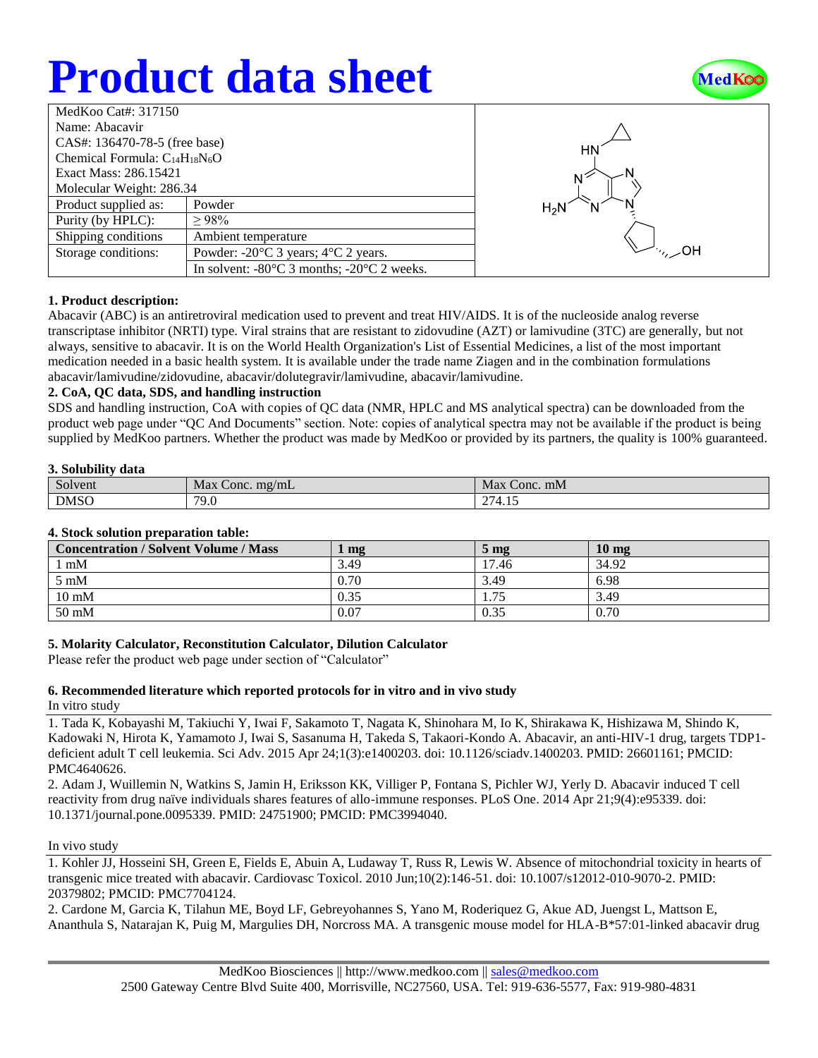# Product data sheet

| MedKoo Cat#: 317150 | |
|---|---|
| Name: Abacavir | |
| CAS#: 136470-78-5 (free base) | |
| Chemical Formula: $C_{14}H_{18}N_6O$ | |
| Exact Mass: 286.15421 | |
| Molecular Weight: 286.34 | |
| Product supplied as: | Powder |
| Purity (by HPLC): | ≥ 98% |
| Shipping conditions | Ambient temperature |
| Storage conditions: | Powder: -20°C 3 years; 4°C 2 years. |
| | In solvent: -80°C 3 months; -20°C 2 weeks. |

### 1. Product description:

Abacavir (ABC) is an antiretroviral medication used to prevent and treat HIV/AIDS. It is of the nucleoside analog reverse transcriptase inhibitor (NRTI) type. Viral strains that are resistant to zidovudine (AZT) or lamivudine (3TC) are generally, but not always, sensitive to abacavir. It is on the World Health Organization's List of Essential Medicines, a list of the most important medication needed in a basic health system. It is available under the trade name Ziagen and in the combination formulations abacavir/lamivudine/zidovudine, abacavir/dolutegravir/lamivudine, abacavir/lamivudine.

### 2. CoA, QC data, SDS, and handling instruction

SDS and handling instruction, CoA with copies of QC data (NMR, HPLC and MS analytical spectra) can be downloaded from the product web page under "QC And Documents" section. Note: copies of analytical spectra may not be available if the product is being supplied by MedKoo partners. Whether the product was made by MedKoo or provided by its partners, the quality is 100% guaranteed.

### 3. Solubility data

| Solvent | Max Conc. mg/mL | Max Conc. mM |
|---|---|---|
| DMSO | 79.0 | 274.15 |

### 4. Stock solution preparation table:

| Concentration / Solvent Volume / Mass | 1 mg | 5 mg | 10 mg |
|---|---|---|---|
| 1 mM | 3.49 | 17.46 | 34.92 |
| 5 mM | 0.70 | 3.49 | 6.98 |
| 10 mM | 0.35 | 1.75 | 3.49 |
| 50 mM | 0.07 | 0.35 | 0.70 |

### 5. Molarity Calculator, Reconstitution Calculator, Dilution Calculator

Please refer the product web page under section of "Calculator"

### 6. Recommended literature which reported protocols for in vitro and in vivo study

In vitro study

1. Tada K, Kobayashi M, Takiuchi Y, Iwai F, Sakamoto T, Nagata K, Shinohara M, Io K, Shirakawa K, Hishizawa M, Shindo K, Kadowaki N, Hirota K, Yamamoto J, Iwai S, Sasanuma H, Takeda S, Takaori-Kondo A. Abacavir, an anti-HIV-1 drug, targets TDP1-deficient adult T cell leukemia. Sci Adv. 2015 Apr 24;1(3):e1400203. doi: 10.1126/sciadv.1400203. PMID: 26601161; PMCID: PMC4640626.
2. Adam J, Wuillemin N, Watkins S, Jamin H, Eriksson KK, Villiger P, Fontana S, Pichler WJ, Yerly D. Abacavir induced T cell reactivity from drug naïve individuals shares features of allo-immune responses. PLoS One. 2014 Apr 21;9(4):e95339. doi: 10.1371/journal.pone.0095339. PMID: 24751900; PMCID: PMC3994040.

In vivo study

1. Kohler JJ, Hosseini SH, Green E, Fields E, Abuin A, Ludaway T, Russ R, Lewis W. Absence of mitochondrial toxicity in hearts of transgenic mice treated with abacavir. Cardiovasc Toxicol. 2010 Jun;10(2):146-51. doi: 10.1007/s12012-010-9070-2. PMID: 20379802; PMCID: PMC7704124.
2. Cardone M, Garcia K, Tilahun ME, Boyd LF, Gebreyohannes S, Yano M, Roderiquez G, Akue AD, Juengst L, Mattson E, Ananthula S, Natarajan K, Puig M, Margulies DH, Norcross MA. A transgenic mouse model for HLA-B*57:01-linked abacavir drug

MedKoo Biosciences || http://www.medkoo.com || sales@medkoo.com
2500 Gateway Centre Blvd Suite 400, Morrisville, NC27560, USA. Tel: 919-636-5577, Fax: 919-980-4831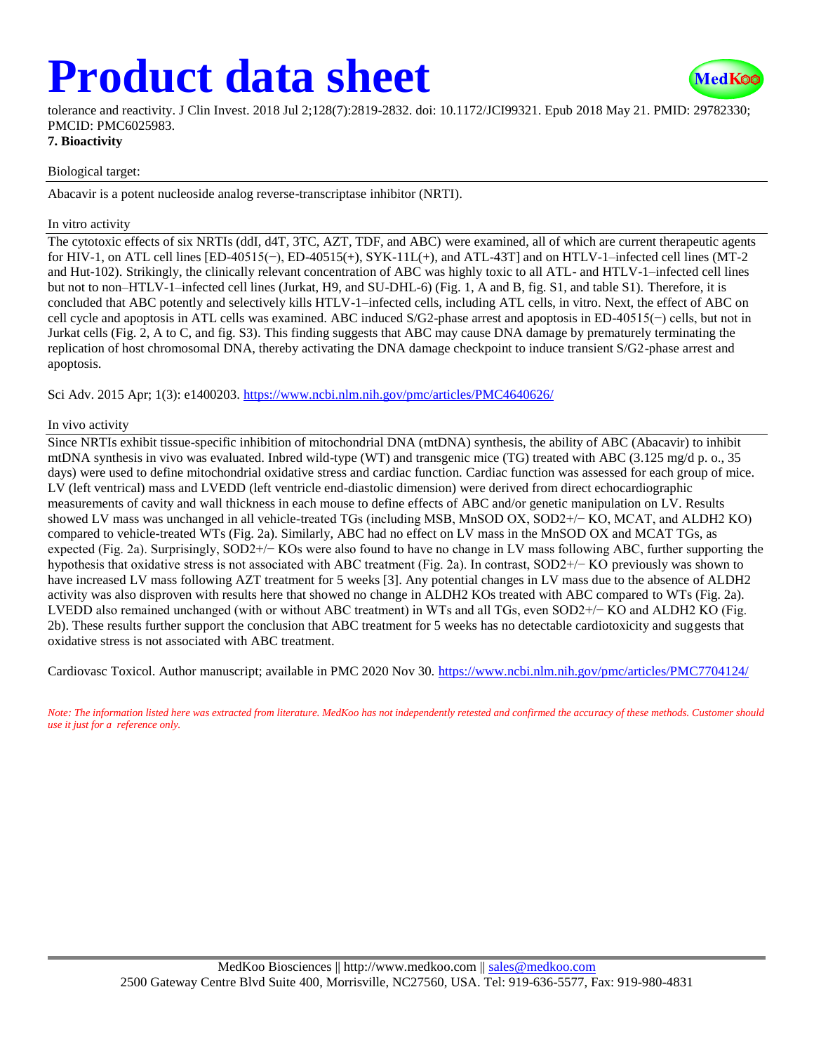tolerance and reactivity. J Clin Invest. 2018 Jul 2;128(7):2819-2832. doi: 10.1172/JCI99321. Epub 2018 May 21. PMID: 29782330; PMCID: PMC6025983.

**7. Bioactivity**

Biological target:

Abacavir is a potent nucleoside analog reverse-transcriptase inhibitor (NRTI).

In vitro activity

The cytotoxic effects of six NRTIs (ddI, d4T, 3TC, AZT, TDF, and ABC) were examined, all of which are current therapeutic agents for HIV-1, on ATL cell lines [ED-40515(−), ED-40515(+), SYK-11L(+), and ATL-43T] and on HTLV-1–infected cell lines (MT-2 and Hut-102). Strikingly, the clinically relevant concentration of ABC was highly toxic to all ATL- and HTLV-1–infected cell lines but not to non–HTLV-1–infected cell lines (Jurkat, H9, and SU-DHL-6) (Fig. 1, A and B, fig. S1, and table S1). Therefore, it is concluded that ABC potently and selectively kills HTLV-1–infected cells, including ATL cells, in vitro. Next, the effect of ABC on cell cycle and apoptosis in ATL cells was examined. ABC induced S/G2-phase arrest and apoptosis in ED-40515(−) cells, but not in Jurkat cells (Fig. 2, A to C, and fig. S3). This finding suggests that ABC may cause DNA damage by prematurely terminating the replication of host chromosomal DNA, thereby activating the DNA damage checkpoint to induce transient S/G2-phase arrest and apoptosis.

Sci Adv. 2015 Apr; 1(3): e1400203. https://www.ncbi.nlm.nih.gov/pmc/articles/PMC4640626/

In vivo activity

Since NRTIs exhibit tissue-specific inhibition of mitochondrial DNA (mtDNA) synthesis, the ability of ABC (Abacavir) to inhibit mtDNA synthesis in vivo was evaluated. Inbred wild-type (WT) and transgenic mice (TG) treated with ABC (3.125 mg/d p. o., 35 days) were used to define mitochondrial oxidative stress and cardiac function. Cardiac function was assessed for each group of mice. LV (left ventrical) mass and LVEDD (left ventricle end-diastolic dimension) were derived from direct echocardiographic measurements of cavity and wall thickness in each mouse to define effects of ABC and/or genetic manipulation on LV. Results showed LV mass was unchanged in all vehicle-treated TGs (including MSB, MnSOD OX, SOD2+/− KO, MCAT, and ALDH2 KO) compared to vehicle-treated WTs (Fig. 2a). Similarly, ABC had no effect on LV mass in the MnSOD OX and MCAT TGs, as expected (Fig. 2a). Surprisingly, SOD2+/− KOs were also found to have no change in LV mass following ABC, further supporting the hypothesis that oxidative stress is not associated with ABC treatment (Fig. 2a). In contrast, SOD2+/− KO previously was shown to have increased LV mass following AZT treatment for 5 weeks [3]. Any potential changes in LV mass due to the absence of ALDH2 activity was also disproven with results here that showed no change in ALDH2 KOs treated with ABC compared to WTs (Fig. 2a). LVEDD also remained unchanged (with or without ABC treatment) in WTs and all TGs, even SOD2+/− KO and ALDH2 KO (Fig. 2b). These results further support the conclusion that ABC treatment for 5 weeks has no detectable cardiotoxicity and suggests that oxidative stress is not associated with ABC treatment.

Cardiovasc Toxicol. Author manuscript; available in PMC 2020 Nov 30. https://www.ncbi.nlm.nih.gov/pmc/articles/PMC7704124/

*Note: The information listed here was extracted from literature. MedKoo has not independently retested and confirmed the accuracy of these methods. Customer should use it just for a reference only.*